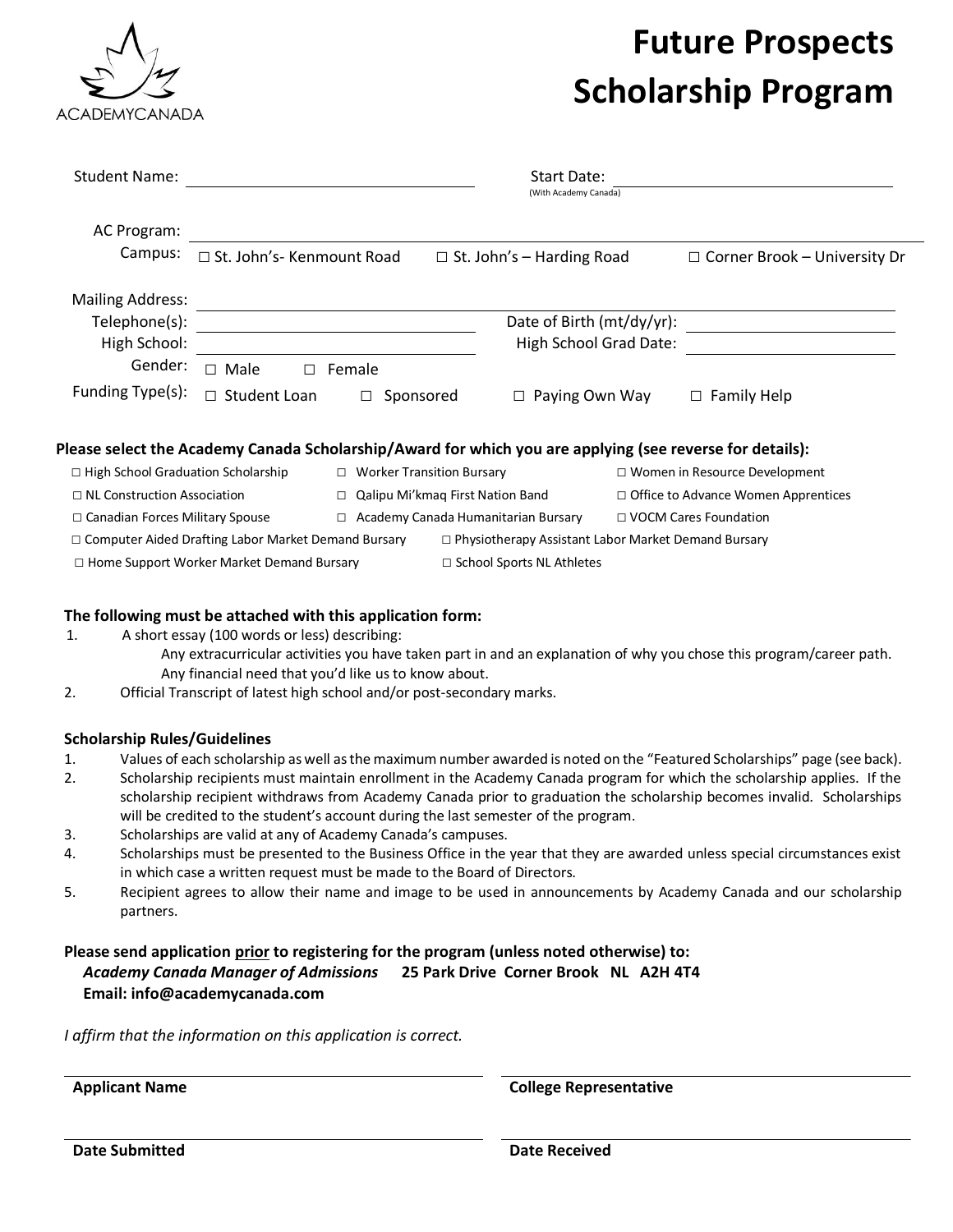ACADEMYCANADA

# Future Prospects Scholarship Program

Student Name: ____________________ Start Date: ____________________
(With Academy Canada)

AC Program: ____________________

Campus: ☐ St. John's- Kenmount Road ☐ St. John's – Harding Road ☐ Corner Brook – University Dr

Mailing Address: ____________________

Telephone(s): ____________________ Date of Birth (mt/dy/yr): ____________________

High School: ____________________ High School Grad Date: ____________________

Gender: ☐ Male ☐ Female

Funding Type(s): ☐ Student Loan ☐ Sponsored ☐ Paying Own Way ☐ Family Help

**Please select the Academy Canada Scholarship/Award for which you are applying (see reverse for details):**

☐ High School Graduation Scholarship
☐ Worker Transition Bursary
☐ Women in Resource Development
☐ NL Construction Association
☐ Qalipu Mi'kmaq First Nation Band
☐ Office to Advance Women Apprentices
☐ Canadian Forces Military Spouse
☐ Academy Canada Humanitarian Bursary
☐ VOCM Cares Foundation
☐ Computer Aided Drafting Labor Market Demand Bursary
☐ Physiotherapy Assistant Labor Market Demand Bursary
☐ Home Support Worker Market Demand Bursary
☐ School Sports NL Athletes

**The following must be attached with this application form:**

1. A short essay (100 words or less) describing:
   Any extracurricular activities you have taken part in and an explanation of why you chose this program/career path.
   Any financial need that you'd like us to know about.
2. Official Transcript of latest high school and/or post-secondary marks.

**Scholarship Rules/Guidelines**

1. Values of each scholarship as well as the maximum number awarded is noted on the "Featured Scholarships" page (see back).
2. Scholarship recipients must maintain enrollment in the Academy Canada program for which the scholarship applies. If the scholarship recipient withdraws from Academy Canada prior to graduation the scholarship becomes invalid. Scholarships will be credited to the student's account during the last semester of the program.
3. Scholarships are valid at any of Academy Canada's campuses.
4. Scholarships must be presented to the Business Office in the year that they are awarded unless special circumstances exist in which case a written request must be made to the Board of Directors.
5. Recipient agrees to allow their name and image to be used in announcements by Academy Canada and our scholarship partners.

**Please send application prior to registering for the program (unless noted otherwise) to:**
***Academy Canada Manager of Admissions*** **25 Park Drive Corner Brook NL A2H 4T4**
**Email: info@academycanada.com**

*I affirm that the information on this application is correct.*

____________________ ____________________
**Applicant Name** **College Representative**

____________________ ____________________
**Date Submitted** **Date Received**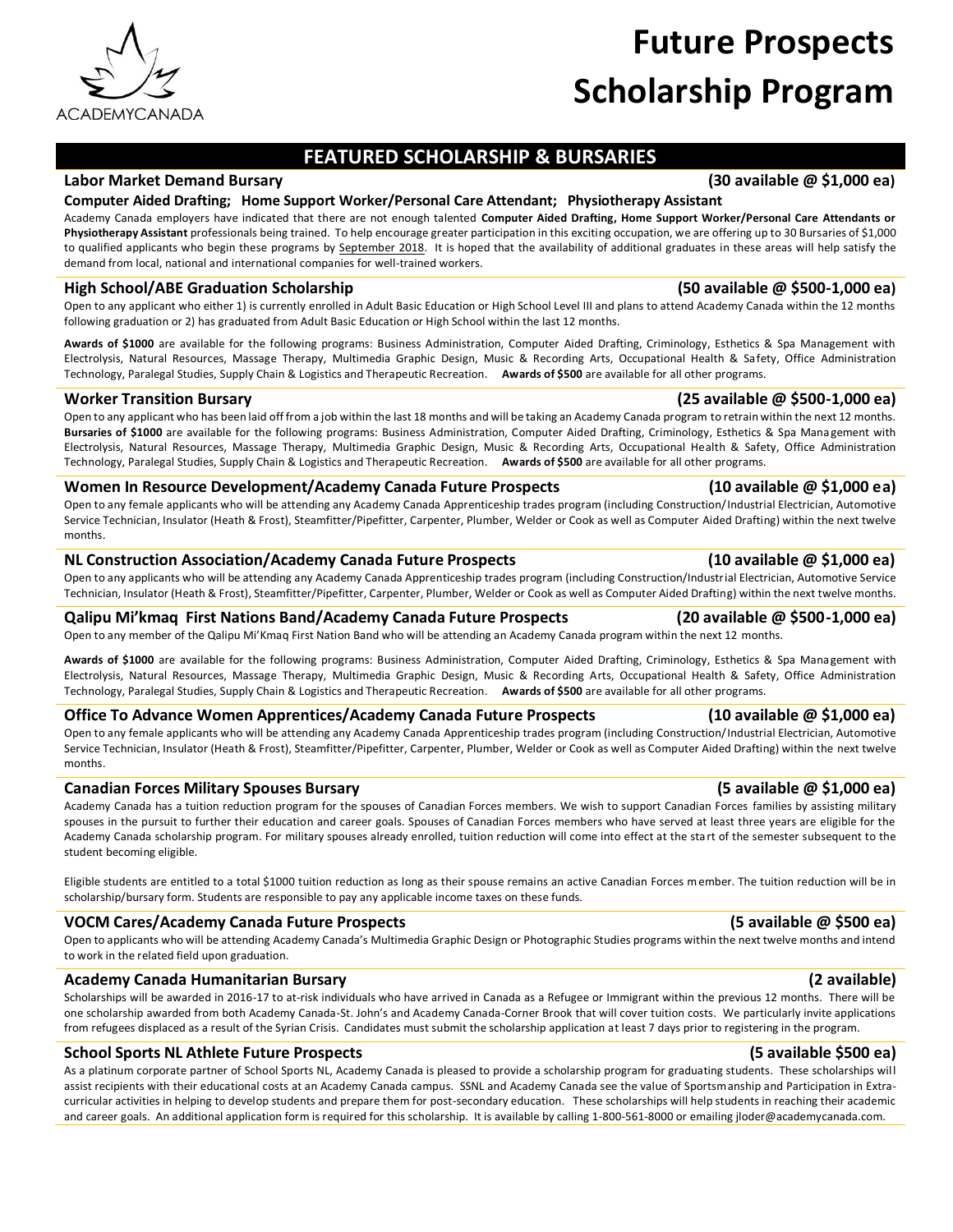# Future Prospects Scholarship Program

ACADEMYCANADA

## FEATURED SCHOLARSHIP & BURSARIES

### Labor Market Demand Bursary (30 available @ $1,000 ea)

**Computer Aided Drafting; Home Support Worker/Personal Care Attendant; Physiotherapy Assistant**

Academy Canada employers have indicated that there are not enough talented **Computer Aided Drafting, Home Support Worker/Personal Care Attendants or Physiotherapy Assistant** professionals being trained. To help encourage greater participation in this exciting occupation, we are offering up to 30 Bursaries of $1,000 to qualified applicants who begin these programs by September 2018. It is hoped that the availability of additional graduates in these areas will help satisfy the demand from local, national and international companies for well-trained workers.

### High School/ABE Graduation Scholarship (50 available @ $500-1,000 ea)

Open to any applicant who either 1) is currently enrolled in Adult Basic Education or High School Level III and plans to attend Academy Canada within the 12 months following graduation or 2) has graduated from Adult Basic Education or High School within the last 12 months.

**Awards of $1000** are available for the following programs: Business Administration, Computer Aided Drafting, Criminology, Esthetics & Spa Management with Electrolysis, Natural Resources, Massage Therapy, Multimedia Graphic Design, Music & Recording Arts, Occupational Health & Safety, Office Administration Technology, Paralegal Studies, Supply Chain & Logistics and Therapeutic Recreation. **Awards of $500** are available for all other programs.

### Worker Transition Bursary (25 available @ $500-1,000 ea)

Open to any applicant who has been laid off from a job within the last 18 months and will be taking an Academy Canada program to retrain within the next 12 months. **Bursaries of $1000** are available for the following programs: Business Administration, Computer Aided Drafting, Criminology, Esthetics & Spa Management with Electrolysis, Natural Resources, Massage Therapy, Multimedia Graphic Design, Music & Recording Arts, Occupational Health & Safety, Office Administration Technology, Paralegal Studies, Supply Chain & Logistics and Therapeutic Recreation. **Awards of $500** are available for all other programs.

### Women In Resource Development/Academy Canada Future Prospects (10 available @ $1,000 ea)

Open to any female applicants who will be attending any Academy Canada Apprenticeship trades program (including Construction/Industrial Electrician, Automotive Service Technician, Insulator (Heath & Frost), Steamfitter/Pipefitter, Carpenter, Plumber, Welder or Cook as well as Computer Aided Drafting) within the next twelve months.

### NL Construction Association/Academy Canada Future Prospects (10 available @ $1,000 ea)

Open to any applicants who will be attending any Academy Canada Apprenticeship trades program (including Construction/Industrial Electrician, Automotive Service Technician, Insulator (Heath & Frost), Steamfitter/Pipefitter, Carpenter, Plumber, Welder or Cook as well as Computer Aided Drafting) within the next twelve months.

### Qalipu Mi'kmaq First Nations Band/Academy Canada Future Prospects (20 available @ $500-1,000 ea)

Open to any member of the Qalipu Mi'Kmaq First Nation Band who will be attending an Academy Canada program within the next 12 months.

**Awards of $1000** are available for the following programs: Business Administration, Computer Aided Drafting, Criminology, Esthetics & Spa Management with Electrolysis, Natural Resources, Massage Therapy, Multimedia Graphic Design, Music & Recording Arts, Occupational Health & Safety, Office Administration Technology, Paralegal Studies, Supply Chain & Logistics and Therapeutic Recreation. **Awards of $500** are available for all other programs.

### Office To Advance Women Apprentices/Academy Canada Future Prospects (10 available @ $1,000 ea)

Open to any female applicants who will be attending any Academy Canada Apprenticeship trades program (including Construction/Industrial Electrician, Automotive Service Technician, Insulator (Heath & Frost), Steamfitter/Pipefitter, Carpenter, Plumber, Welder or Cook as well as Computer Aided Drafting) within the next twelve months.

### Canadian Forces Military Spouses Bursary (5 available @ $1,000 ea)

Academy Canada has a tuition reduction program for the spouses of Canadian Forces members. We wish to support Canadian Forces families by assisting military spouses in the pursuit to further their education and career goals. Spouses of Canadian Forces members who have served at least three years are eligible for the Academy Canada scholarship program. For military spouses already enrolled, tuition reduction will come into effect at the start of the semester subsequent to the student becoming eligible.

Eligible students are entitled to a total $1000 tuition reduction as long as their spouse remains an active Canadian Forces member. The tuition reduction will be in scholarship/bursary form. Students are responsible to pay any applicable income taxes on these funds.

### VOCM Cares/Academy Canada Future Prospects (5 available @ $500 ea)

Open to applicants who will be attending Academy Canada's Multimedia Graphic Design or Photographic Studies programs within the next twelve months and intend to work in the related field upon graduation.

### Academy Canada Humanitarian Bursary (2 available)

Scholarships will be awarded in 2016-17 to at-risk individuals who have arrived in Canada as a Refugee or Immigrant within the previous 12 months. There will be one scholarship awarded from both Academy Canada-St. John's and Academy Canada-Corner Brook that will cover tuition costs. We particularly invite applications from refugees displaced as a result of the Syrian Crisis. Candidates must submit the scholarship application at least 7 days prior to registering in the program.

### School Sports NL Athlete Future Prospects (5 available $500 ea)

As a platinum corporate partner of School Sports NL, Academy Canada is pleased to provide a scholarship program for graduating students. These scholarships will assist recipients with their educational costs at an Academy Canada campus. SSNL and Academy Canada see the value of Sportsmanship and Participation in Extra-curricular activities in helping to develop students and prepare them for post-secondary education. These scholarships will help students in reaching their academic and career goals. An additional application form is required for this scholarship. It is available by calling 1-800-561-8000 or emailing jloder@academycanada.com.